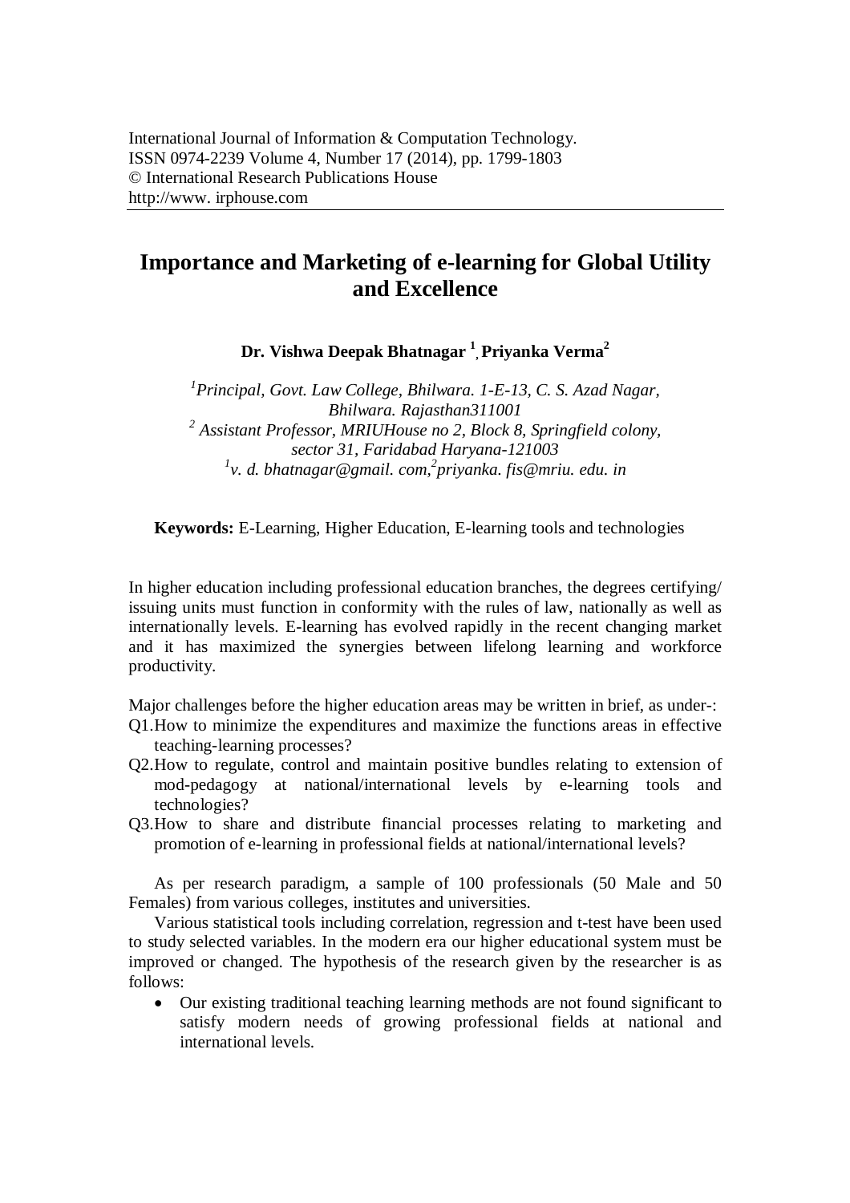International Journal of Information & Computation Technology.
ISSN 0974-2239 Volume 4, Number 17 (2014), pp. 1799-1803
© International Research Publications House
http://www. irphouse.com

# Importance and Marketing of e-learning for Global Utility and Excellence

**Dr. Vishwa Deepak Bhatnagar [1], Priyanka Verma[2]**

*[1]Principal, Govt. Law College, Bhilwara. 1-E-13, C. S. Azad Nagar, Bhilwara. Rajasthan311001*
*[2] Assistant Professor, MRIUHouse no 2, Block 8, Springfield colony, sector 31, Faridabad Haryana-121003*
*[1]v. d. bhatnagar@gmail. com,[2]priyanka. fis@mriu. edu. in*

**Keywords:** E-Learning, Higher Education, E-learning tools and technologies

In higher education including professional education branches, the degrees certifying/ issuing units must function in conformity with the rules of law, nationally as well as internationally levels. E-learning has evolved rapidly in the recent changing market and it has maximized the synergies between lifelong learning and workforce productivity.

Major challenges before the higher education areas may be written in brief, as under-:

Q1. How to minimize the expenditures and maximize the functions areas in effective teaching-learning processes?

Q2. How to regulate, control and maintain positive bundles relating to extension of mod-pedagogy at national/international levels by e-learning tools and technologies?

Q3. How to share and distribute financial processes relating to marketing and promotion of e-learning in professional fields at national/international levels?

As per research paradigm, a sample of 100 professionals (50 Male and 50 Females) from various colleges, institutes and universities.

Various statistical tools including correlation, regression and t-test have been used to study selected variables. In the modern era our higher educational system must be improved or changed. The hypothesis of the research given by the researcher is as follows:

- Our existing traditional teaching learning methods are not found significant to satisfy modern needs of growing professional fields at national and international levels.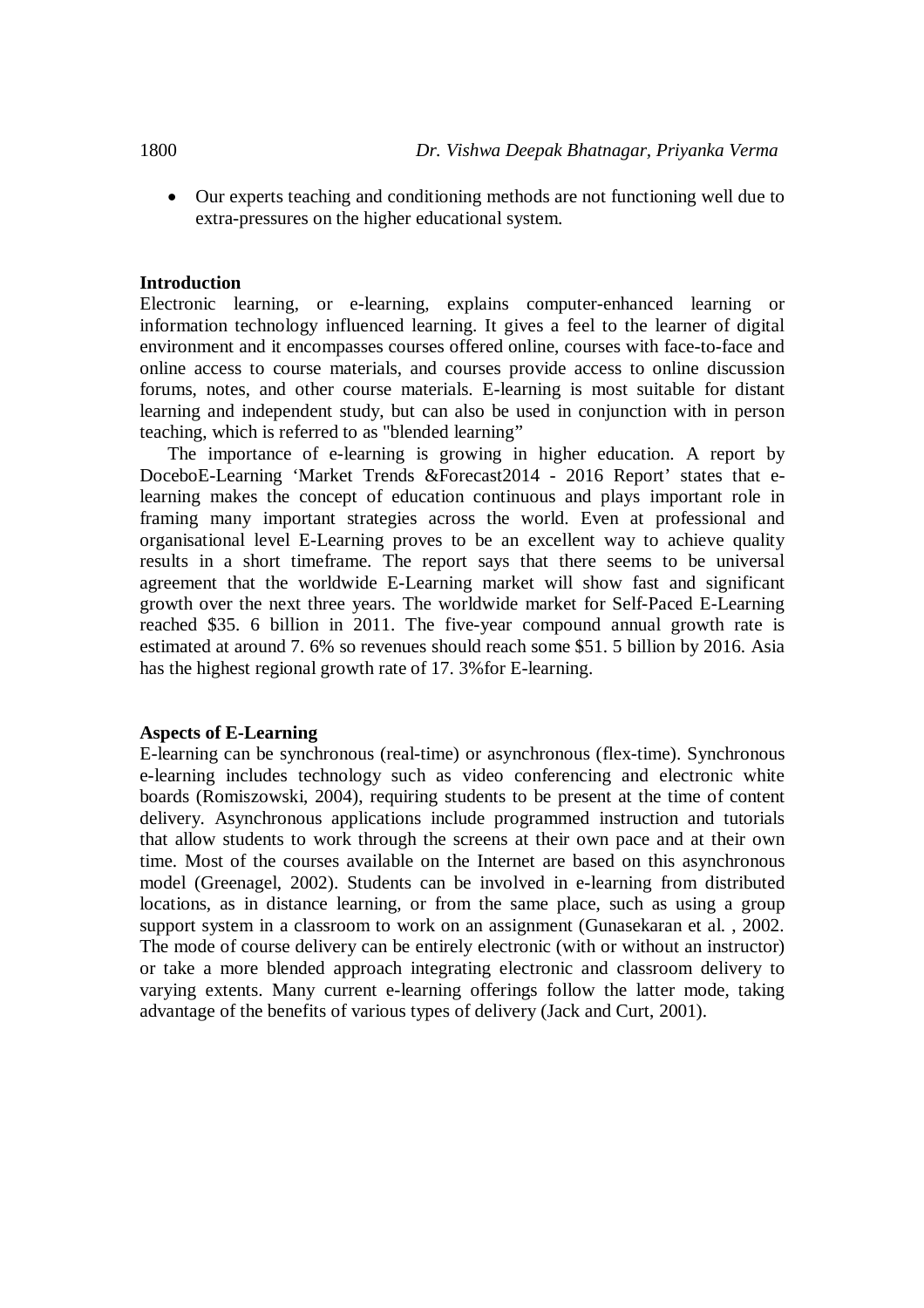- Our experts teaching and conditioning methods are not functioning well due to extra-pressures on the higher educational system.

## Introduction

Electronic learning, or e-learning, explains computer-enhanced learning or information technology influenced learning. It gives a feel to the learner of digital environment and it encompasses courses offered online, courses with face-to-face and online access to course materials, and courses provide access to online discussion forums, notes, and other course materials. E-learning is most suitable for distant learning and independent study, but can also be used in conjunction with in person teaching, which is referred to as "blended learning"

The importance of e-learning is growing in higher education. A report by DoceboE-Learning 'Market Trends &Forecast2014 - 2016 Report' states that e-learning makes the concept of education continuous and plays important role in framing many important strategies across the world. Even at professional and organisational level E-Learning proves to be an excellent way to achieve quality results in a short timeframe. The report says that there seems to be universal agreement that the worldwide E-Learning market will show fast and significant growth over the next three years. The worldwide market for Self-Paced E-Learning reached $35. 6 billion in 2011. The five-year compound annual growth rate is estimated at around 7. 6% so revenues should reach some $51. 5 billion by 2016. Asia has the highest regional growth rate of 17. 3%for E-learning.

## Aspects of E-Learning

E-learning can be synchronous (real-time) or asynchronous (flex-time). Synchronous e-learning includes technology such as video conferencing and electronic white boards (Romiszowski, 2004), requiring students to be present at the time of content delivery. Asynchronous applications include programmed instruction and tutorials that allow students to work through the screens at their own pace and at their own time. Most of the courses available on the Internet are based on this asynchronous model (Greenagel, 2002). Students can be involved in e-learning from distributed locations, as in distance learning, or from the same place, such as using a group support system in a classroom to work on an assignment (Gunasekaran et al. , 2002. The mode of course delivery can be entirely electronic (with or without an instructor) or take a more blended approach integrating electronic and classroom delivery to varying extents. Many current e-learning offerings follow the latter mode, taking advantage of the benefits of various types of delivery (Jack and Curt, 2001).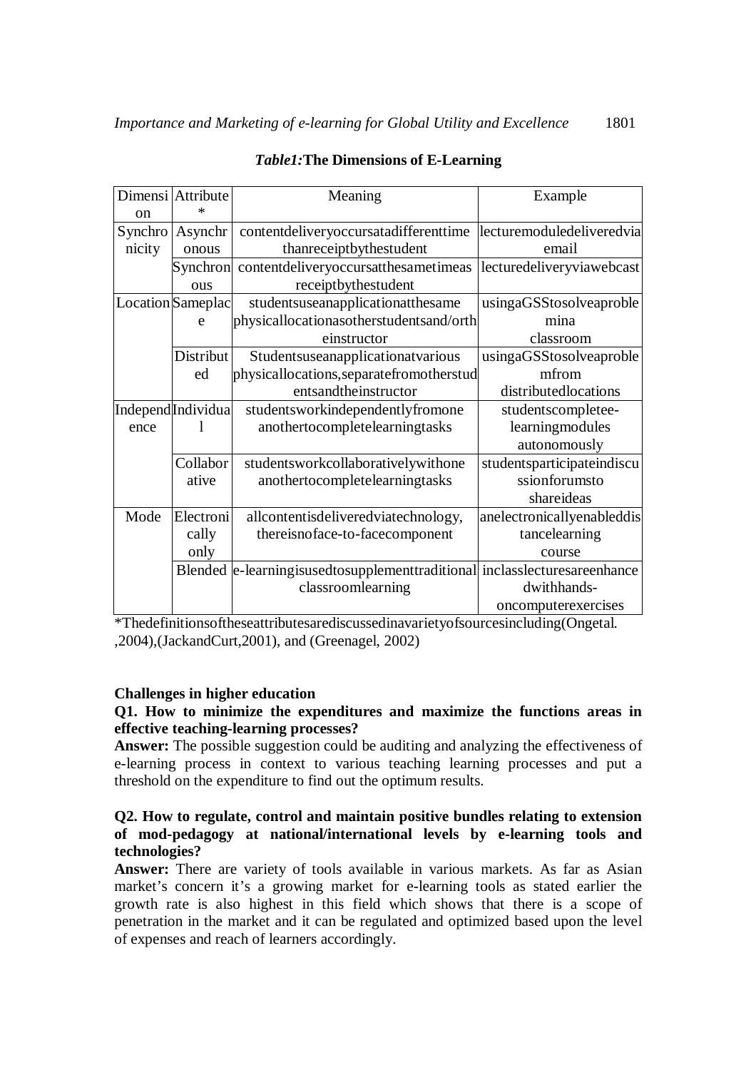*Table1:* **The Dimensions of E-Learning**

| Dimension | Attribute* | Meaning | Example |
|---|---|---|---|
| Synchronicity | Asynchronous | contentdeliveryoccursatadifferenttime thanreceiptbythestudent | lecturemoduledeliveredvia email |
| | Synchronous | contentdeliveryoccursatthesametimeas receiptbythestudent | lecturedeliveryviawebcast |
| Location | Sameplace | studentsuseanapplicationatthesame physicallocationasotherstudentsand/orth einstructor | usingaGSStosolveaproble mina classroom |
| | Distributed | Studentsuseanapplicationatvarious physicallocations,separatefromotherstud entsandtheinstructor | usingaGSStosolveaproble mfrom distributedlocations |
| Independence | Individual | studentsworkindependentlyfromone anothertocompletelearningtasks | studentscompletee-learningmodules autonomously |
| | Collaborative | studentsworkcollaborativelywithone anothertocompletelearningtasks | studentsparticipateindiscu ssionforumsto shareideas |
| Mode | Electronically only | allcontentisdeliveredviatechnology, thereisnoface-to-facecomponent | anelectronicallyenableddis tancelearning course |
| | Blended | e-learningisusedtosupplementtraditional classroomlearning | inclasslecturesareenhance dwithhands-oncomputerexercises |

*Thedefinitionsoftheseattributesarediscussedinavarietyofsourcesincluding(Ongetal. ,2004),(JackandCurt,2001), and (Greenagel, 2002)

**Challenges in higher education**

**Q1. How to minimize the expenditures and maximize the functions areas in effective teaching-learning processes?**

**Answer:** The possible suggestion could be auditing and analyzing the effectiveness of e-learning process in context to various teaching learning processes and put a threshold on the expenditure to find out the optimum results.

**Q2. How to regulate, control and maintain positive bundles relating to extension of mod-pedagogy at national/international levels by e-learning tools and technologies?**

**Answer:** There are variety of tools available in various markets. As far as Asian market's concern it's a growing market for e-learning tools as stated earlier the growth rate is also highest in this field which shows that there is a scope of penetration in the market and it can be regulated and optimized based upon the level of expenses and reach of learners accordingly.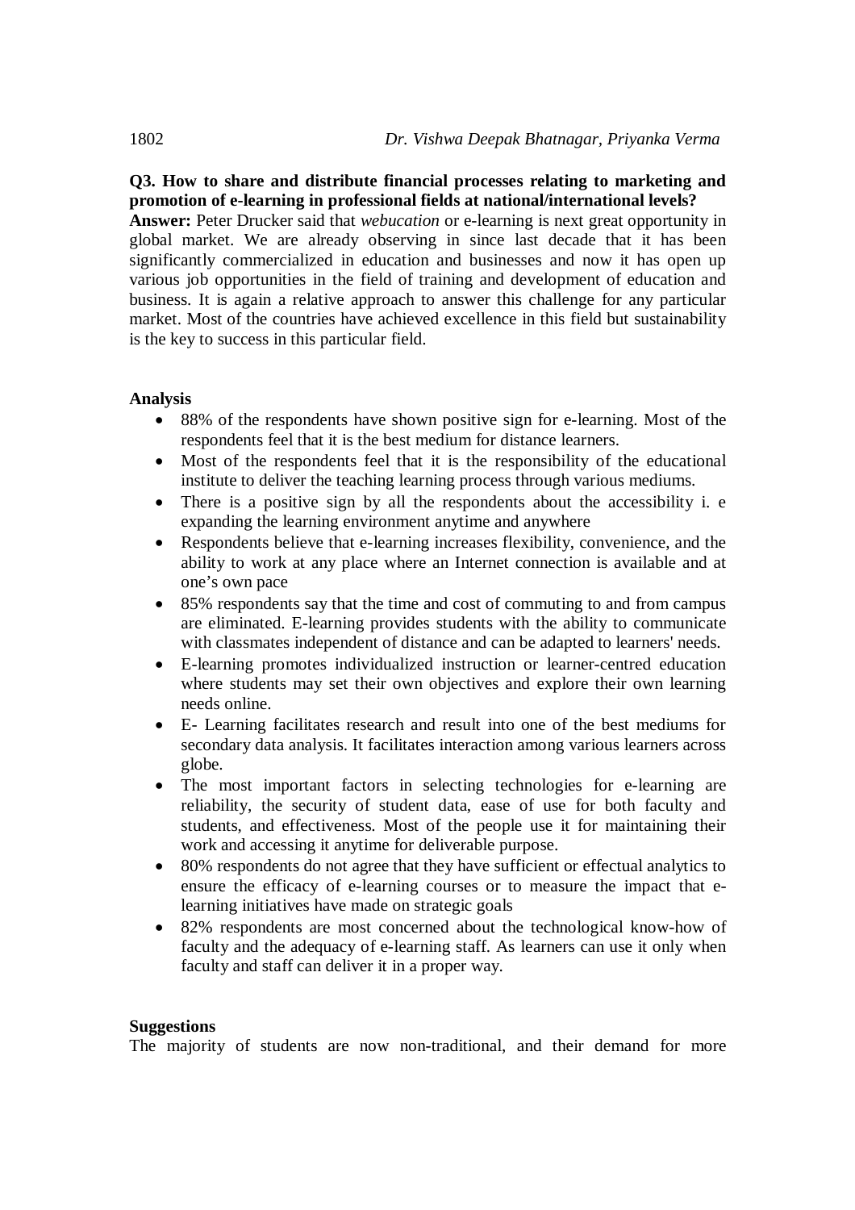**Q3. How to share and distribute financial processes relating to marketing and promotion of e-learning in professional fields at national/international levels?**

**Answer:** Peter Drucker said that *webucation* or e-learning is next great opportunity in global market. We are already observing in since last decade that it has been significantly commercialized in education and businesses and now it has open up various job opportunities in the field of training and development of education and business. It is again a relative approach to answer this challenge for any particular market. Most of the countries have achieved excellence in this field but sustainability is the key to success in this particular field.

**Analysis**

- 88% of the respondents have shown positive sign for e-learning. Most of the respondents feel that it is the best medium for distance learners.
- Most of the respondents feel that it is the responsibility of the educational institute to deliver the teaching learning process through various mediums.
- There is a positive sign by all the respondents about the accessibility i. e expanding the learning environment anytime and anywhere
- Respondents believe that e-learning increases flexibility, convenience, and the ability to work at any place where an Internet connection is available and at one's own pace
- 85% respondents say that the time and cost of commuting to and from campus are eliminated. E-learning provides students with the ability to communicate with classmates independent of distance and can be adapted to learners' needs.
- E-learning promotes individualized instruction or learner-centred education where students may set their own objectives and explore their own learning needs online.
- E- Learning facilitates research and result into one of the best mediums for secondary data analysis. It facilitates interaction among various learners across globe.
- The most important factors in selecting technologies for e-learning are reliability, the security of student data, ease of use for both faculty and students, and effectiveness. Most of the people use it for maintaining their work and accessing it anytime for deliverable purpose.
- 80% respondents do not agree that they have sufficient or effectual analytics to ensure the efficacy of e-learning courses or to measure the impact that e-learning initiatives have made on strategic goals
- 82% respondents are most concerned about the technological know-how of faculty and the adequacy of e-learning staff. As learners can use it only when faculty and staff can deliver it in a proper way.

**Suggestions**

The majority of students are now non-traditional, and their demand for more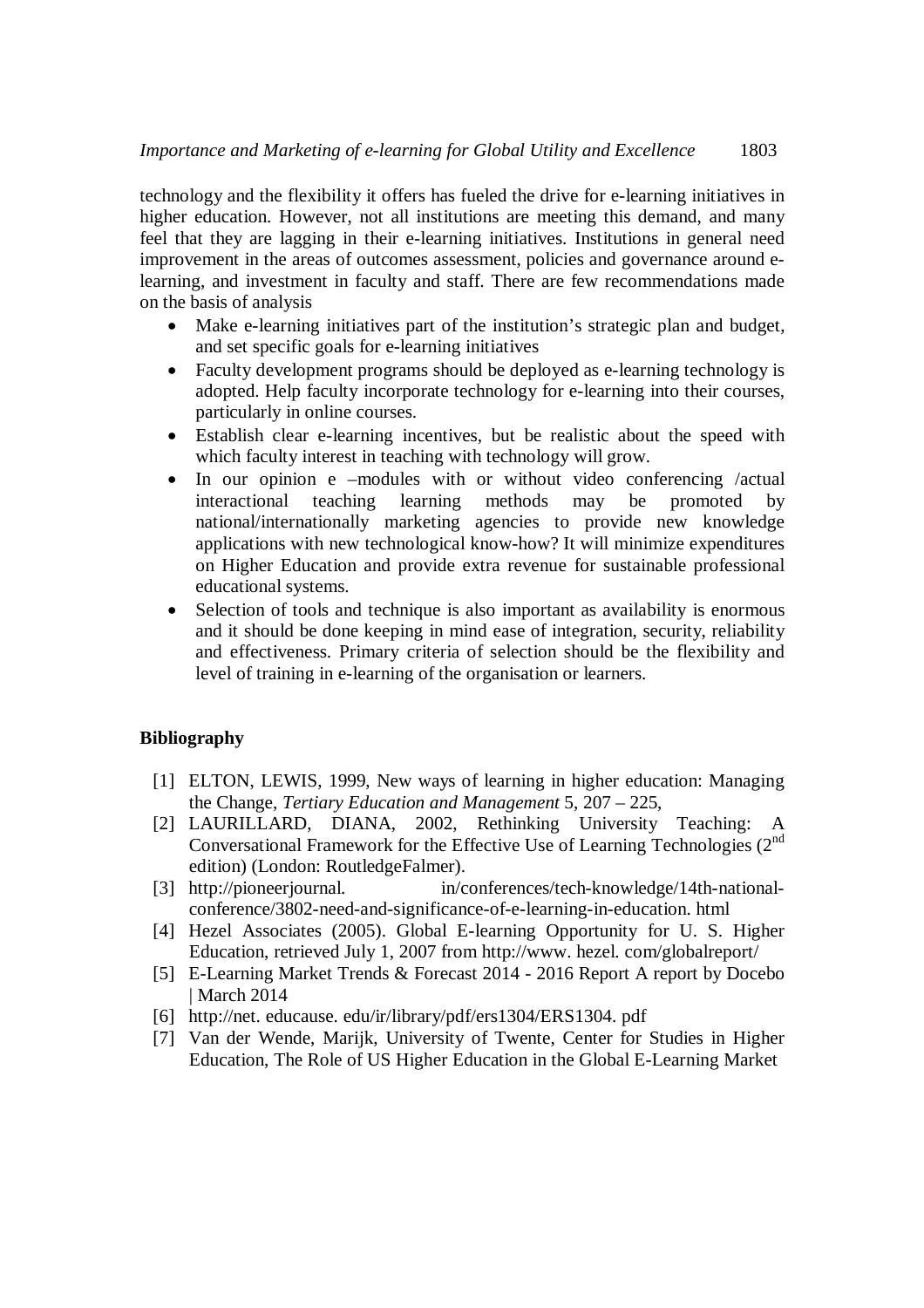technology and the flexibility it offers has fueled the drive for e-learning initiatives in higher education. However, not all institutions are meeting this demand, and many feel that they are lagging in their e-learning initiatives. Institutions in general need improvement in the areas of outcomes assessment, policies and governance around e-learning, and investment in faculty and staff. There are few recommendations made on the basis of analysis

- Make e-learning initiatives part of the institution's strategic plan and budget, and set specific goals for e-learning initiatives
- Faculty development programs should be deployed as e-learning technology is adopted. Help faculty incorporate technology for e-learning into their courses, particularly in online courses.
- Establish clear e-learning incentives, but be realistic about the speed with which faculty interest in teaching with technology will grow.
- In our opinion e –modules with or without video conferencing /actual interactional teaching learning methods may be promoted by national/internationally marketing agencies to provide new knowledge applications with new technological know-how? It will minimize expenditures on Higher Education and provide extra revenue for sustainable professional educational systems.
- Selection of tools and technique is also important as availability is enormous and it should be done keeping in mind ease of integration, security, reliability and effectiveness. Primary criteria of selection should be the flexibility and level of training in e-learning of the organisation or learners.

## Bibliography

[1] ELTON, LEWIS, 1999, New ways of learning in higher education: Managing the Change, *Tertiary Education and Management* 5, 207 – 225,

[2] LAURILLARD, DIANA, 2002, Rethinking University Teaching: A Conversational Framework for the Effective Use of Learning Technologies (2nd edition) (London: RoutledgeFalmer).

[3] http://pioneerjournal. in/conferences/tech-knowledge/14th-national-conference/3802-need-and-significance-of-e-learning-in-education. html

[4] Hezel Associates (2005). Global E-learning Opportunity for U. S. Higher Education, retrieved July 1, 2007 from http://www. hezel. com/globalreport/

[5] E-Learning Market Trends & Forecast 2014 - 2016 Report A report by Docebo | March 2014

[6] http://net. educause. edu/ir/library/pdf/ers1304/ERS1304. pdf

[7] Van der Wende, Marijk, University of Twente, Center for Studies in Higher Education, The Role of US Higher Education in the Global E-Learning Market